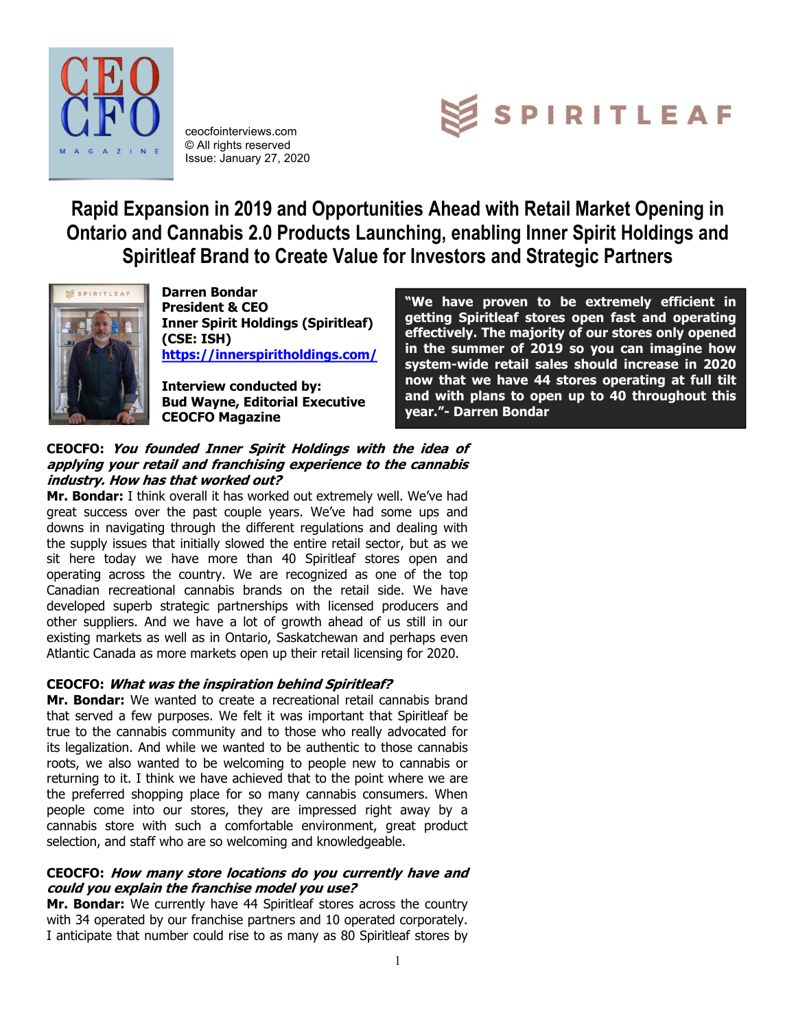ceocfointerviews.com
© All rights reserved
Issue: January 27, 2020

# Rapid Expansion in 2019 and Opportunities Ahead with Retail Market Opening in Ontario and Cannabis 2.0 Products Launching, enabling Inner Spirit Holdings and Spiritleaf Brand to Create Value for Investors and Strategic Partners

**Darren Bondar**
**President & CEO**
**Inner Spirit Holdings (Spiritleaf)**
**(CSE: ISH)**
**[https://innerspiritholdings.com/](https://innerspiritholdings.com/)**

**Interview conducted by:**
**Bud Wayne, Editorial Executive**
**CEOCFO Magazine**

> **"We have proven to be extremely efficient in getting Spiritleaf stores open fast and operating effectively. The majority of our stores only opened in the summer of 2019 so you can imagine how system-wide retail sales should increase in 2020 now that we have 44 stores operating at full tilt and with plans to open up to 40 throughout this year."- Darren Bondar**

**CEOCFO:** ***You founded Inner Spirit Holdings with the idea of applying your retail and franchising experience to the cannabis industry. How has that worked out?***
**Mr. Bondar:** I think overall it has worked out extremely well. We've had great success over the past couple years. We've had some ups and downs in navigating through the different regulations and dealing with the supply issues that initially slowed the entire retail sector, but as we sit here today we have more than 40 Spiritleaf stores open and operating across the country. We are recognized as one of the top Canadian recreational cannabis brands on the retail side. We have developed superb strategic partnerships with licensed producers and other suppliers. And we have a lot of growth ahead of us still in our existing markets as well as in Ontario, Saskatchewan and perhaps even Atlantic Canada as more markets open up their retail licensing for 2020.

**CEOCFO:** ***What was the inspiration behind Spiritleaf?***
**Mr. Bondar:** We wanted to create a recreational retail cannabis brand that served a few purposes. We felt it was important that Spiritleaf be true to the cannabis community and to those who really advocated for its legalization. And while we wanted to be authentic to those cannabis roots, we also wanted to be welcoming to people new to cannabis or returning to it. I think we have achieved that to the point where we are the preferred shopping place for so many cannabis consumers. When people come into our stores, they are impressed right away by a cannabis store with such a comfortable environment, great product selection, and staff who are so welcoming and knowledgeable.

**CEOCFO:** ***How many store locations do you currently have and could you explain the franchise model you use?***
**Mr. Bondar:** We currently have 44 Spiritleaf stores across the country with 34 operated by our franchise partners and 10 operated corporately. I anticipate that number could rise to as many as 80 Spiritleaf stores by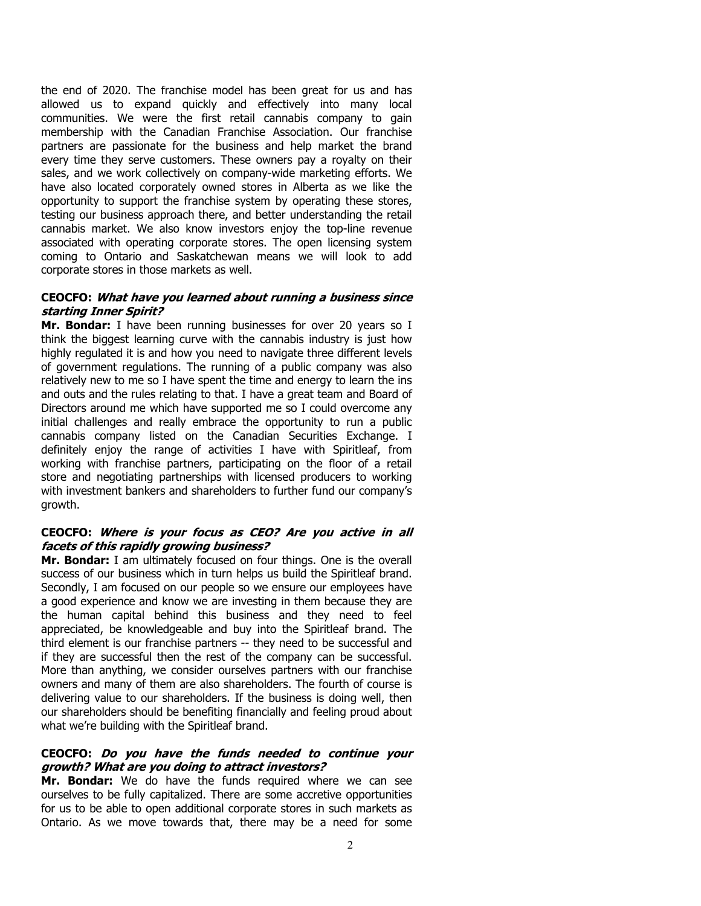the end of 2020. The franchise model has been great for us and has allowed us to expand quickly and effectively into many local communities. We were the first retail cannabis company to gain membership with the Canadian Franchise Association. Our franchise partners are passionate for the business and help market the brand every time they serve customers. These owners pay a royalty on their sales, and we work collectively on company-wide marketing efforts. We have also located corporately owned stores in Alberta as we like the opportunity to support the franchise system by operating these stores, testing our business approach there, and better understanding the retail cannabis market. We also know investors enjoy the top-line revenue associated with operating corporate stores. The open licensing system coming to Ontario and Saskatchewan means we will look to add corporate stores in those markets as well.

**CEOCFO: *What have you learned about running a business since starting Inner Spirit?***

**Mr. Bondar:** I have been running businesses for over 20 years so I think the biggest learning curve with the cannabis industry is just how highly regulated it is and how you need to navigate three different levels of government regulations. The running of a public company was also relatively new to me so I have spent the time and energy to learn the ins and outs and the rules relating to that. I have a great team and Board of Directors around me which have supported me so I could overcome any initial challenges and really embrace the opportunity to run a public cannabis company listed on the Canadian Securities Exchange. I definitely enjoy the range of activities I have with Spiritleaf, from working with franchise partners, participating on the floor of a retail store and negotiating partnerships with licensed producers to working with investment bankers and shareholders to further fund our company's growth.

**CEOCFO: *Where is your focus as CEO? Are you active in all facets of this rapidly growing business?***

**Mr. Bondar:** I am ultimately focused on four things. One is the overall success of our business which in turn helps us build the Spiritleaf brand. Secondly, I am focused on our people so we ensure our employees have a good experience and know we are investing in them because they are the human capital behind this business and they need to feel appreciated, be knowledgeable and buy into the Spiritleaf brand. The third element is our franchise partners -- they need to be successful and if they are successful then the rest of the company can be successful. More than anything, we consider ourselves partners with our franchise owners and many of them are also shareholders. The fourth of course is delivering value to our shareholders. If the business is doing well, then our shareholders should be benefiting financially and feeling proud about what we're building with the Spiritleaf brand.

**CEOCFO: *Do you have the funds needed to continue your growth? What are you doing to attract investors?***

**Mr. Bondar:** We do have the funds required where we can see ourselves to be fully capitalized. There are some accretive opportunities for us to be able to open additional corporate stores in such markets as Ontario. As we move towards that, there may be a need for some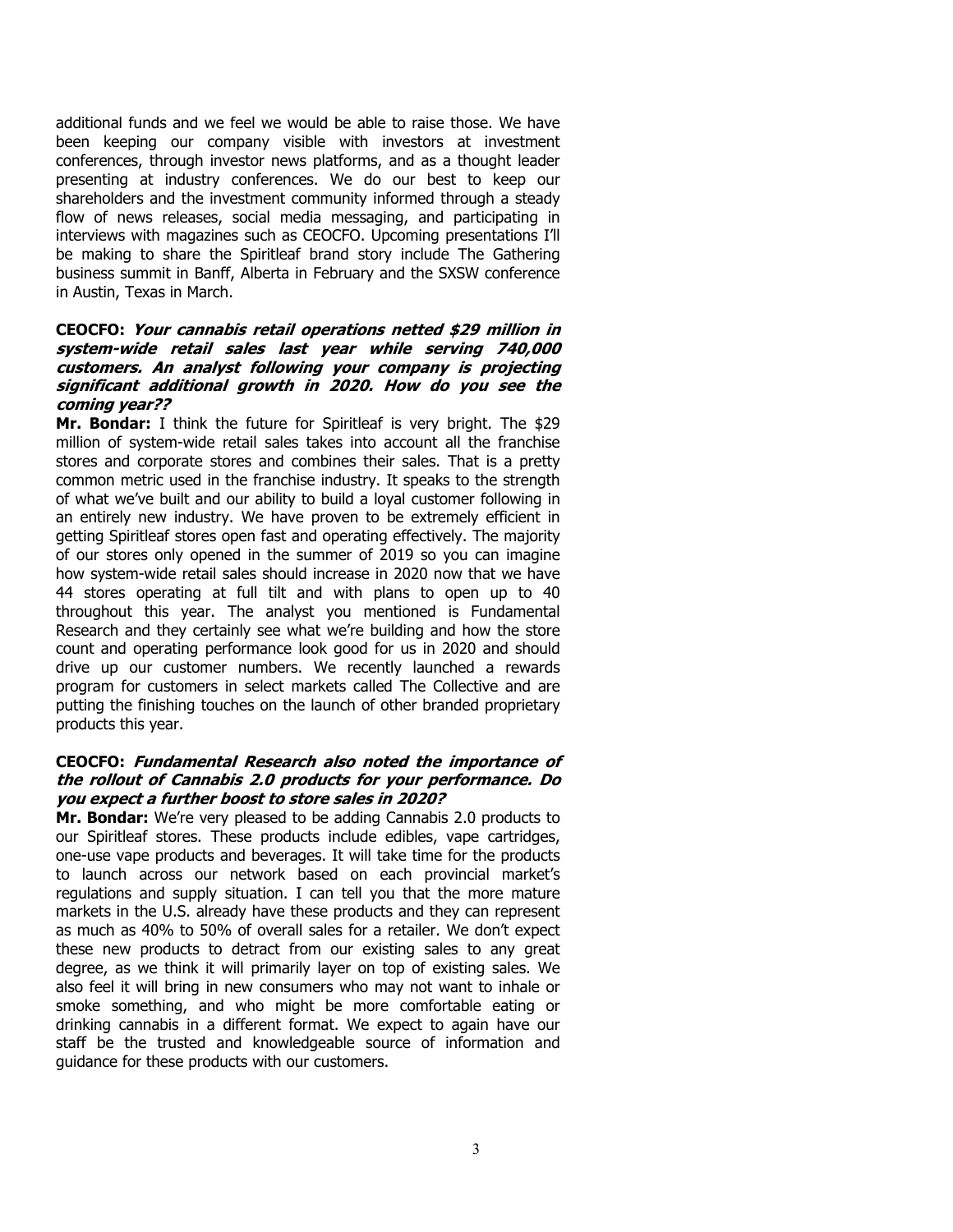additional funds and we feel we would be able to raise those. We have been keeping our company visible with investors at investment conferences, through investor news platforms, and as a thought leader presenting at industry conferences. We do our best to keep our shareholders and the investment community informed through a steady flow of news releases, social media messaging, and participating in interviews with magazines such as CEOCFO. Upcoming presentations I'll be making to share the Spiritleaf brand story include The Gathering business summit in Banff, Alberta in February and the SXSW conference in Austin, Texas in March.

**CEOCFO: *Your cannabis retail operations netted $29 million in system-wide retail sales last year while serving 740,000 customers. An analyst following your company is projecting significant additional growth in 2020. How do you see the coming year??***

**Mr. Bondar:** I think the future for Spiritleaf is very bright. The $29 million of system-wide retail sales takes into account all the franchise stores and corporate stores and combines their sales. That is a pretty common metric used in the franchise industry. It speaks to the strength of what we've built and our ability to build a loyal customer following in an entirely new industry. We have proven to be extremely efficient in getting Spiritleaf stores open fast and operating effectively. The majority of our stores only opened in the summer of 2019 so you can imagine how system-wide retail sales should increase in 2020 now that we have 44 stores operating at full tilt and with plans to open up to 40 throughout this year. The analyst you mentioned is Fundamental Research and they certainly see what we're building and how the store count and operating performance look good for us in 2020 and should drive up our customer numbers. We recently launched a rewards program for customers in select markets called The Collective and are putting the finishing touches on the launch of other branded proprietary products this year.

**CEOCFO: *Fundamental Research also noted the importance of the rollout of Cannabis 2.0 products for your performance. Do you expect a further boost to store sales in 2020?***

**Mr. Bondar:** We're very pleased to be adding Cannabis 2.0 products to our Spiritleaf stores. These products include edibles, vape cartridges, one-use vape products and beverages. It will take time for the products to launch across our network based on each provincial market's regulations and supply situation. I can tell you that the more mature markets in the U.S. already have these products and they can represent as much as 40% to 50% of overall sales for a retailer. We don't expect these new products to detract from our existing sales to any great degree, as we think it will primarily layer on top of existing sales. We also feel it will bring in new consumers who may not want to inhale or smoke something, and who might be more comfortable eating or drinking cannabis in a different format. We expect to again have our staff be the trusted and knowledgeable source of information and guidance for these products with our customers.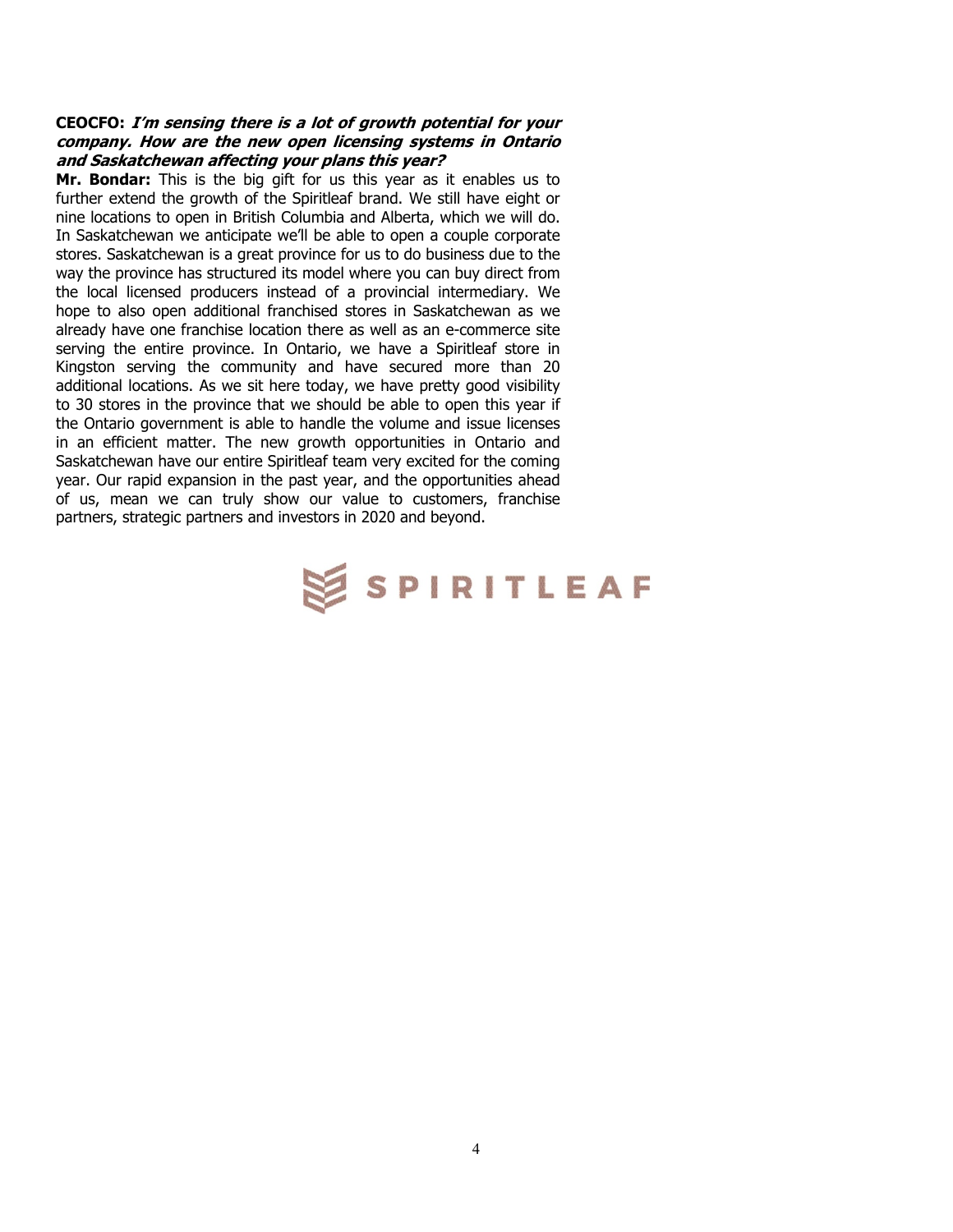**CEOCFO:** ***I'm sensing there is a lot of growth potential for your company. How are the new open licensing systems in Ontario and Saskatchewan affecting your plans this year?***

**Mr. Bondar:** This is the big gift for us this year as it enables us to further extend the growth of the Spiritleaf brand. We still have eight or nine locations to open in British Columbia and Alberta, which we will do. In Saskatchewan we anticipate we'll be able to open a couple corporate stores. Saskatchewan is a great province for us to do business due to the way the province has structured its model where you can buy direct from the local licensed producers instead of a provincial intermediary. We hope to also open additional franchised stores in Saskatchewan as we already have one franchise location there as well as an e-commerce site serving the entire province. In Ontario, we have a Spiritleaf store in Kingston serving the community and have secured more than 20 additional locations. As we sit here today, we have pretty good visibility to 30 stores in the province that we should be able to open this year if the Ontario government is able to handle the volume and issue licenses in an efficient matter. The new growth opportunities in Ontario and Saskatchewan have our entire Spiritleaf team very excited for the coming year. Our rapid expansion in the past year, and the opportunities ahead of us, mean we can truly show our value to customers, franchise partners, strategic partners and investors in 2020 and beyond.

SPIRITLEAF